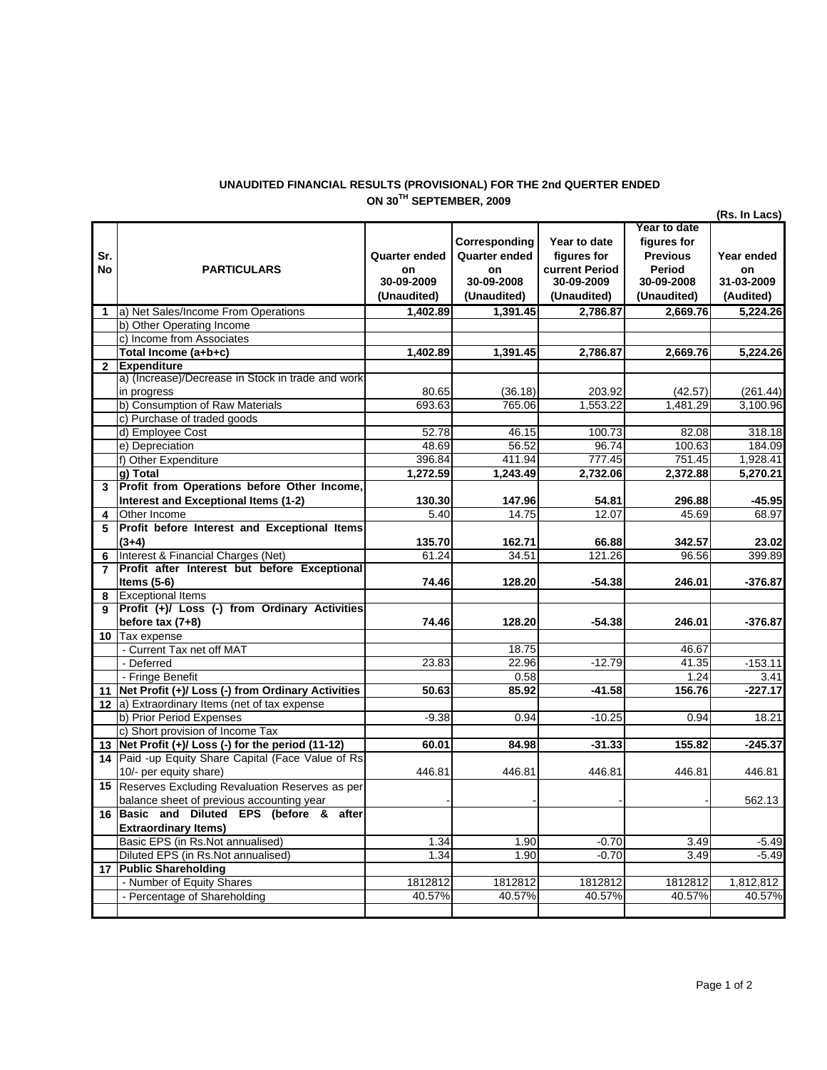## UNAUDITED FINANCIAL RESULTS (PROVISIONAL) FOR THE 2nd QUERTER ENDED ON 30TH SEPTEMBER, 2009

(Rs. In Lacs)

| Sr. No | PARTICULARS | Quarter ended on 30-09-2009 (Unaudited) | Corresponding Quarter ended on 30-09-2008 (Unaudited) | Year to date figures for current Period 30-09-2009 (Unaudited) | Year to date figures for Previous Period 30-09-2008 (Unaudited) | Year ended on 31-03-2009 (Audited) |
|---|---|---|---|---|---|---|
| 1 | a) Net Sales/Income From Operations | **1,402.89** | **1,391.45** | **2,786.87** | **2,669.76** | **5,224.26** |
| | b) Other Operating Income | | | | | |
| | c) Income from Associates | | | | | |
| | **Total Income (a+b+c)** | **1,402.89** | **1,391.45** | **2,786.87** | **2,669.76** | **5,224.26** |
| 2 | **Expenditure** | | | | | |
| | a) (Increase)/Decrease in Stock in trade and work in progress | 80.65 | (36.18) | 203.92 | (42.57) | (261.44) |
| | b) Consumption of Raw Materials | 693.63 | 765.06 | 1,553.22 | 1,481.29 | 3,100.96 |
| | c) Purchase of traded goods | | | | | |
| | d) Employee Cost | 52.78 | 46.15 | 100.73 | 82.08 | 318.18 |
| | e) Depreciation | 48.69 | 56.52 | 96.74 | 100.63 | 184.09 |
| | f) Other Expenditure | 396.84 | 411.94 | 777.45 | 751.45 | 1,928.41 |
| | **g) Total** | **1,272.59** | **1,243.49** | **2,732.06** | **2,372.88** | **5,270.21** |
| 3 | **Profit from Operations before Other Income, Interest and Exceptional Items (1-2)** | **130.30** | **147.96** | **54.81** | **296.88** | **-45.95** |
| 4 | Other Income | 5.40 | 14.75 | 12.07 | 45.69 | 68.97 |
| 5 | **Profit before Interest and Exceptional Items (3+4)** | **135.70** | **162.71** | **66.88** | **342.57** | **23.02** |
| 6 | Interest & Financial Charges (Net) | 61.24 | 34.51 | 121.26 | 96.56 | 399.89 |
| 7 | **Profit after Interest but before Exceptional Items (5-6)** | **74.46** | **128.20** | **-54.38** | **246.01** | **-376.87** |
| 8 | Exceptional Items | | | | | |
| 9 | **Profit (+)/ Loss (-) from Ordinary Activities before tax (7+8)** | **74.46** | **128.20** | **-54.38** | **246.01** | **-376.87** |
| 10 | Tax expense | | | | | |
| | - Current Tax net off MAT | | 18.75 | | 46.67 | |
| | - Deferred | 23.83 | 22.96 | -12.79 | 41.35 | -153.11 |
| | - Fringe Benefit | | 0.58 | | 1.24 | 3.41 |
| 11 | **Net Profit (+)/ Loss (-) from Ordinary Activities** | **50.63** | **85.92** | **-41.58** | **156.76** | **-227.17** |
| 12 | a) Extraordinary Items (net of tax expense | | | | | |
| | b) Prior Period Expenses | -9.38 | 0.94 | -10.25 | 0.94 | 18.21 |
| | c) Short provision of Income Tax | | | | | |
| 13 | **Net Profit (+)/ Loss (-) for the period (11-12)** | **60.01** | **84.98** | **-31.33** | **155.82** | **-245.37** |
| 14 | Paid -up Equity Share Capital (Face Value of Rs 10/- per equity share) | 446.81 | 446.81 | 446.81 | 446.81 | 446.81 |
| 15 | Reserves Excluding Revaluation Reserves as per balance sheet of previous accounting year | - | - | - | - | 562.13 |
| 16 | **Basic and Diluted EPS (before & after Extraordinary Items)** | | | | | |
| | Basic EPS (in Rs.Not annualised) | 1.34 | 1.90 | -0.70 | 3.49 | -5.49 |
| | Diluted EPS (in Rs.Not annualised) | 1.34 | 1.90 | -0.70 | 3.49 | -5.49 |
| 17 | **Public Shareholding** | | | | | |
| | - Number of Equity Shares | 1812812 | 1812812 | 1812812 | 1812812 | 1,812,812 |
| | - Percentage of Shareholding | 40.57% | 40.57% | 40.57% | 40.57% | 40.57% |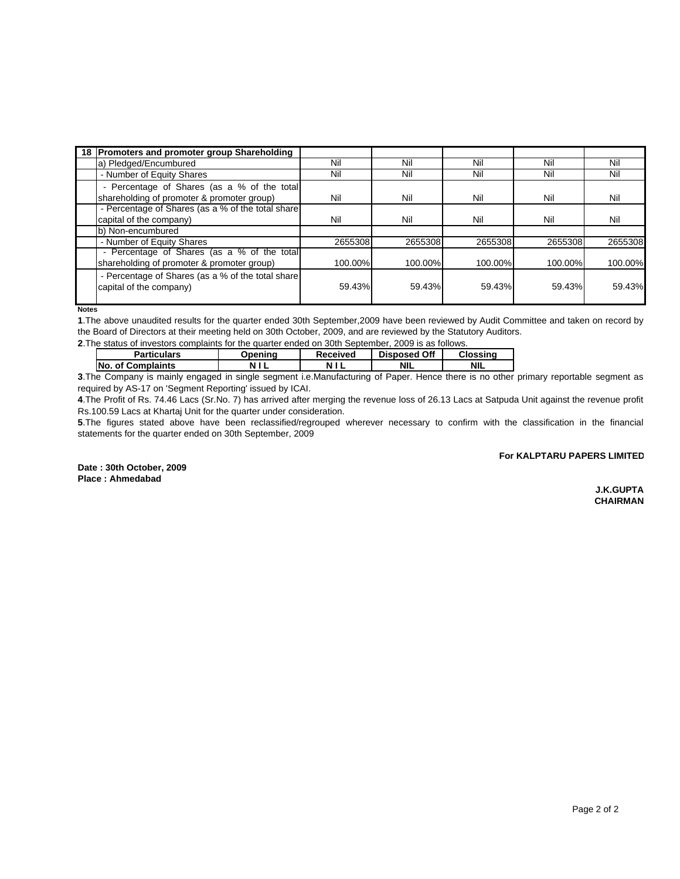| | | | | | | |
|---|---|---|---|---|---|---|
| 18 | **Promoters and promoter group Shareholding** | | | | | |
| | a) Pledged/Encumbured | Nil | Nil | Nil | Nil | Nil |
| | - Number of Equity Shares | Nil | Nil | Nil | Nil | Nil |
| | - Percentage of Shares (as a % of the total shareholding of promoter & promoter group) | Nil | Nil | Nil | Nil | Nil |
| | - Percentage of Shares (as a % of the total share capital of the company) | Nil | Nil | Nil | Nil | Nil |
| | b) Non-encumbured | | | | | |
| | - Number of Equity Shares | 2655308 | 2655308 | 2655308 | 2655308 | 2655308 |
| | - Percentage of Shares (as a % of the total shareholding of promoter & promoter group) | 100.00% | 100.00% | 100.00% | 100.00% | 100.00% |
| | - Percentage of Shares (as a % of the total share capital of the company) | 59.43% | 59.43% | 59.43% | 59.43% | 59.43% |

**Notes**

**1**.The above unaudited results for the quarter ended 30th September,2009 have been reviewed by Audit Committee and taken on record by the Board of Directors at their meeting held on 30th October, 2009, and are reviewed by the Statutory Auditors.

**2**.The status of investors complaints for the quarter ended on 30th September, 2009 is as follows.

| Particulars | Opening | Received | Disposed Off | Clossing |
|---|---|---|---|---|
| No. of Complaints | N I L | N I L | NIL | NIL |

**3**.The Company is mainly engaged in single segment i.e.Manufacturing of Paper. Hence there is no other primary reportable segment as required by AS-17 on 'Segment Reporting' issued by ICAI.

**4**.The Profit of Rs. 74.46 Lacs (Sr.No. 7) has arrived after merging the revenue loss of 26.13 Lacs at Satpuda Unit against the revenue profit Rs.100.59 Lacs at Khartaj Unit for the quarter under consideration.

**5**.The figures stated above have been reclassified/regrouped wherever necessary to confirm with the classification in the financial statements for the quarter ended on 30th September, 2009

**For KALPTARU PAPERS LIMITED**

**Date : 30th October, 2009**
**Place : Ahmedabad**

**J.K.GUPTA**
**CHAIRMAN**